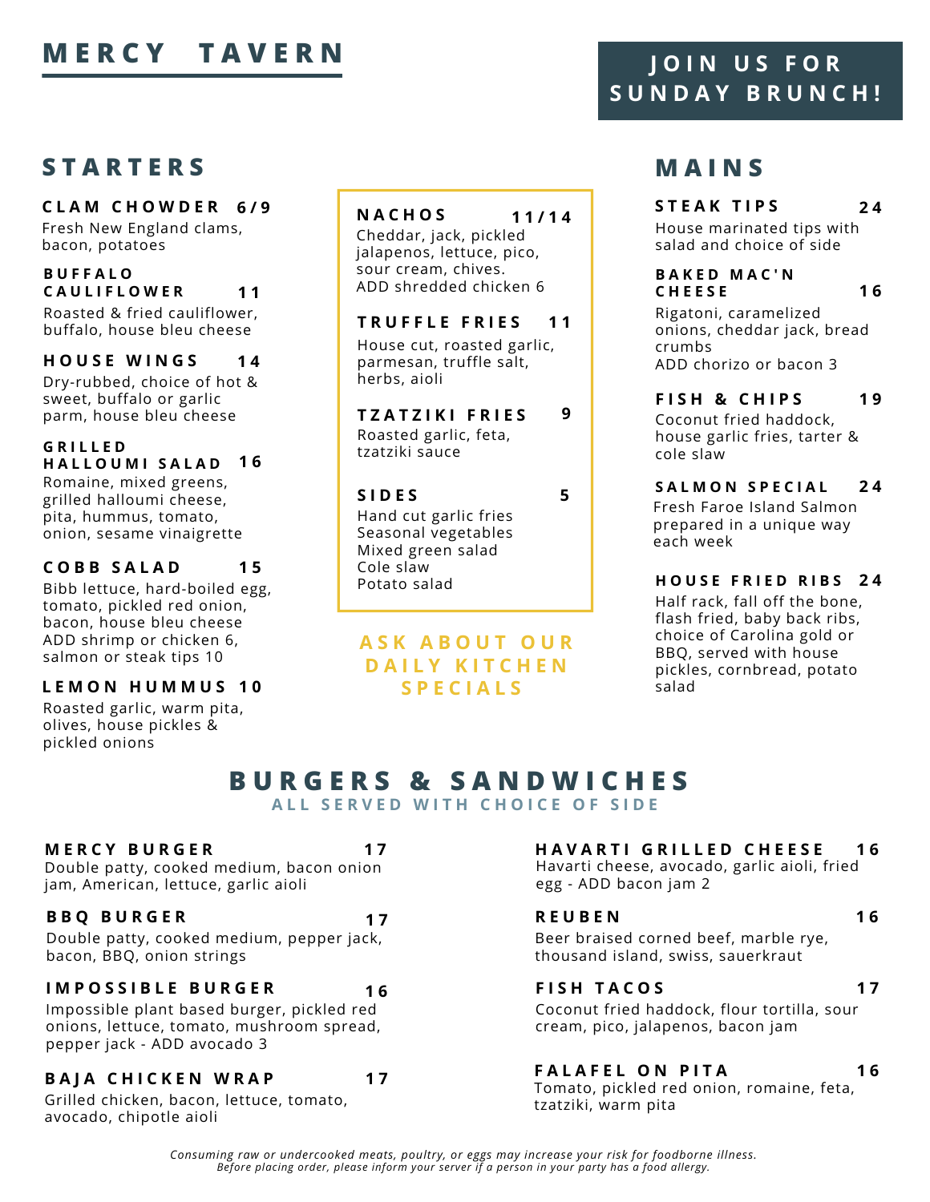# MERCY TAVERN

**JOIN US FOR SUNDAY BRUNCH!**

## STARTERS

### CLAM CHOWDER 6/9
Fresh New England clams, bacon, potatoes

### BUFFALO CAULIFLOWER 11
Roasted & fried cauliflower, buffalo, house bleu cheese

### HOUSE WINGS 14
Dry-rubbed, choice of hot & sweet, buffalo or garlic parm, house bleu cheese

### GRILLED HALLOUMI SALAD 16
Romaine, mixed greens, grilled halloumi cheese, pita, hummus, tomato, onion, sesame vinaigrette

### COBB SALAD 15
Bibb lettuce, hard-boiled egg, tomato, pickled red onion, bacon, house bleu cheese
ADD shrimp or chicken 6, salmon or steak tips 10

### LEMON HUMMUS 10
Roasted garlic, warm pita, olives, house pickles & pickled onions

### NACHOS 11/14
Cheddar, jack, pickled jalapenos, lettuce, pico, sour cream, chives.
ADD shredded chicken 6

### TRUFFLE FRIES 11
House cut, roasted garlic, parmesan, truffle salt, herbs, aioli

### TZATZIKI FRIES 9
Roasted garlic, feta, tzatziki sauce

### SIDES 5
- Hand cut garlic fries
- Seasonal vegetables
- Mixed green salad
- Cole slaw
- Potato salad

**ASK ABOUT OUR DAILY KITCHEN SPECIALS**

## MAINS

### STEAK TIPS 24
House marinated tips with salad and choice of side

### BAKED MAC'N CHEESE 16
Rigatoni, caramelized onions, cheddar jack, bread crumbs
ADD chorizo or bacon 3

### FISH & CHIPS 19
Coconut fried haddock, house garlic fries, tarter & cole slaw

### SALMON SPECIAL 24
Fresh Faroe Island Salmon prepared in a unique way each week

### HOUSE FRIED RIBS 24
Half rack, fall off the bone, flash fried, baby back ribs, choice of Carolina gold or BBQ, served with house pickles, cornbread, potato salad

## BURGERS & SANDWICHES
**ALL SERVED WITH CHOICE OF SIDE**

### MERCY BURGER 17
Double patty, cooked medium, bacon onion jam, American, lettuce, garlic aioli

### BBQ BURGER 17
Double patty, cooked medium, pepper jack, bacon, BBQ, onion strings

### IMPOSSIBLE BURGER 16
Impossible plant based burger, pickled red onions, lettuce, tomato, mushroom spread, pepper jack - ADD avocado 3

### BAJA CHICKEN WRAP 17
Grilled chicken, bacon, lettuce, tomato, avocado, chipotle aioli

### HAVARTI GRILLED CHEESE 16
Havarti cheese, avocado, garlic aioli, fried egg - ADD bacon jam 2

### REUBEN 16
Beer braised corned beef, marble rye, thousand island, swiss, sauerkraut

### FISH TACOS 17
Coconut fried haddock, flour tortilla, sour cream, pico, jalapenos, bacon jam

### FALAFEL ON PITA 16
Tomato, pickled red onion, romaine, feta, tzatziki, warm pita

*Consuming raw or undercooked meats, poultry, or eggs may increase your risk for foodborne illness. Before placing order, please inform your server if a person in your party has a food allergy.*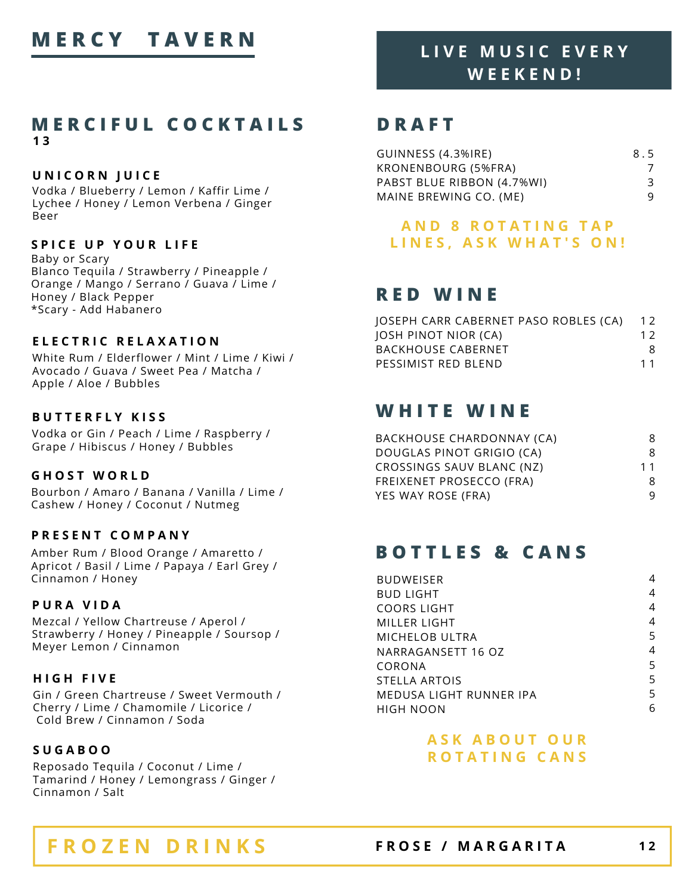# MERCY TAVERN

## MERCIFUL COCKTAILS
**13**

### UNICORN JUICE
Vodka / Blueberry / Lemon / Kaffir Lime / Lychee / Honey / Lemon Verbena / Ginger Beer

### SPICE UP YOUR LIFE
Baby or Scary
Blanco Tequila / Strawberry / Pineapple / Orange / Mango / Serrano / Guava / Lime / Honey / Black Pepper
*Scary - Add Habanero

### ELECTRIC RELAXATION
White Rum / Elderflower / Mint / Lime / Kiwi / Avocado / Guava / Sweet Pea / Matcha / Apple / Aloe / Bubbles

### BUTTERFLY KISS
Vodka or Gin / Peach / Lime / Raspberry / Grape / Hibiscus / Honey / Bubbles

### GHOST WORLD
Bourbon / Amaro / Banana / Vanilla / Lime / Cashew / Honey / Coconut / Nutmeg

### PRESENT COMPANY
Amber Rum / Blood Orange / Amaretto / Apricot / Basil / Lime / Papaya / Earl Grey / Cinnamon / Honey

### PURA VIDA
Mezcal / Yellow Chartreuse / Aperol / Strawberry / Honey / Pineapple / Soursop / Meyer Lemon / Cinnamon

### HIGH FIVE
Gin / Green Chartreuse / Sweet Vermouth / Cherry / Lime / Chamomile / Licorice / Cold Brew / Cinnamon / Soda

### SUGABOO
Reposado Tequila / Coconut / Lime / Tamarind / Honey / Lemongrass / Ginger / Cinnamon / Salt

**LIVE MUSIC EVERY WEEKEND!**

## DRAFT

| | |
|---|---|
| GUINNESS (4.3%IRE) | 8.5 |
| KRONENBOURG (5%FRA) | 7 |
| PABST BLUE RIBBON (4.7%WI) | 3 |
| MAINE BREWING CO. (ME) | 9 |

**AND 8 ROTATING TAP LINES, ASK WHAT'S ON!**

## RED WINE

| | |
|---|---|
| JOSEPH CARR CABERNET PASO ROBLES (CA) | 12 |
| JOSH PINOT NIOR (CA) | 12 |
| BACKHOUSE CABERNET | 8 |
| PESSIMIST RED BLEND | 11 |

## WHITE WINE

| | |
|---|---|
| BACKHOUSE CHARDONNAY (CA) | 8 |
| DOUGLAS PINOT GRIGIO (CA) | 8 |
| CROSSINGS SAUV BLANC (NZ) | 11 |
| FREIXENET PROSECCO (FRA) | 8 |
| YES WAY ROSE (FRA) | 9 |

## BOTTLES & CANS

| | |
|---|---|
| BUDWEISER | 4 |
| BUD LIGHT | 4 |
| COORS LIGHT | 4 |
| MILLER LIGHT | 4 |
| MICHELOB ULTRA | 5 |
| NARRAGANSETT 16 OZ | 4 |
| CORONA | 5 |
| STELLA ARTOIS | 5 |
| MEDUSA LIGHT RUNNER IPA | 5 |
| HIGH NOON | 6 |

**ASK ABOUT OUR ROTATING CANS**

## FROZEN DRINKS

**FROSE / MARGARITA** **12**